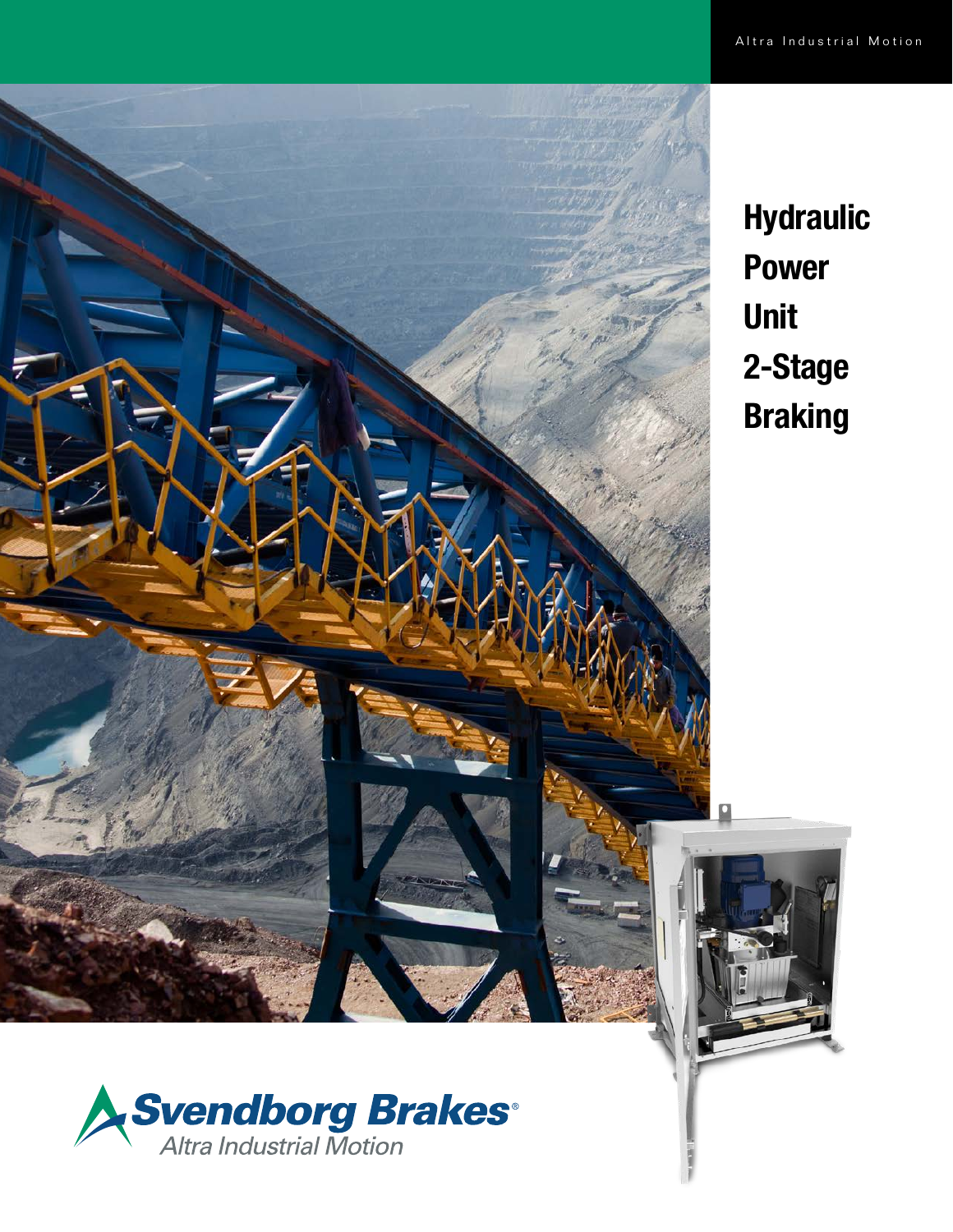Altra Industrial Motion

# Hydraulic Power Unit 2-Stage Braking

Svendborg Brakes®
Altra Industrial Motion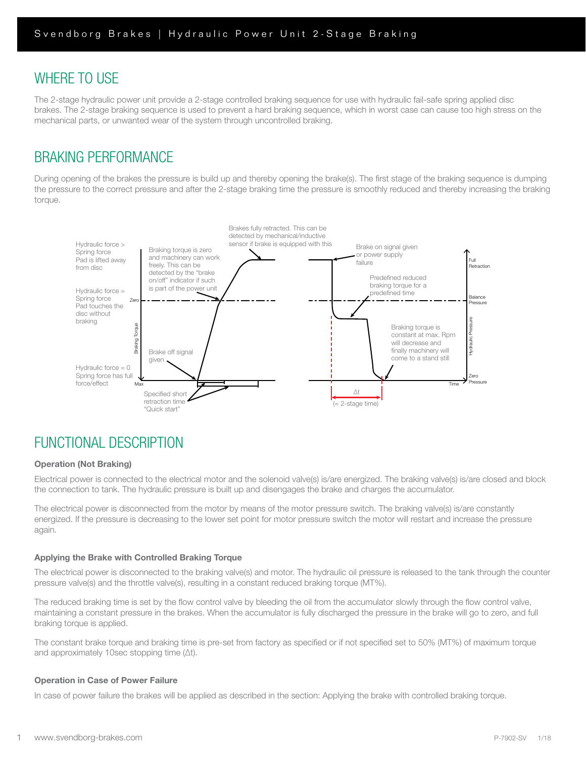## WHERE TO USE

The 2-stage hydraulic power unit provide a 2-stage controlled braking sequence for use with hydraulic fail-safe spring applied disc brakes. The 2-stage braking sequence is used to prevent a hard braking sequence, which in worst case can cause too high stress on the mechanical parts, or unwanted wear of the system through uncontrolled braking.

## BRAKING PERFORMANCE

During opening of the brakes the pressure is build up and thereby opening the brake(s). The first stage of the braking sequence is dumping the pressure to the correct pressure and after the 2-stage braking time the pressure is smoothly reduced and thereby increasing the braking torque.

Hydraulic force > Spring force Pad is lifted away from disc

Hydraulic force = Spring force Pad touches the disc without braking

Hydraulic force = 0 Spring force has full force/effect

Braking torque is zero and machinery can work freely. This can be detected by the "brake on/off" indicator if such is part of the power unit

Brakes fully retracted. This can be detected by mechanical/inductive sensor if brake is equipped with this

Brake off signal given

Specified short retraction time "Quick start"

Brake on signal given or power supply failure

Predefined reduced braking torque for a predefined time

Braking torque is constant at max. Rpm will decrease and finally machinery will come to a stand still

Δt (= 2-stage time)

Braking Torque: Zero / Max

Hydraulic Pressure: Full Retraction / Balance Pressure / Zero Pressure

Time

## FUNCTIONAL DESCRIPTION

### Operation (Not Braking)

Electrical power is connected to the electrical motor and the solenoid valve(s) is/are energized. The braking valve(s) is/are closed and block the connection to tank. The hydraulic pressure is built up and disengages the brake and charges the accumulator.

The electrical power is disconnected from the motor by means of the motor pressure switch. The braking valve(s) is/are constantly energized. If the pressure is decreasing to the lower set point for motor pressure switch the motor will restart and increase the pressure again.

### Applying the Brake with Controlled Braking Torque

The electrical power is disconnected to the braking valve(s) and motor. The hydraulic oil pressure is released to the tank through the counter pressure valve(s) and the throttle valve(s), resulting in a constant reduced braking torque (MT%).

The reduced braking time is set by the flow control valve by bleeding the oil from the accumulator slowly through the flow control valve, maintaining a constant pressure in the brakes. When the accumulator is fully discharged the pressure in the brake will go to zero, and full braking torque is applied.

The constant brake torque and braking time is pre-set from factory as specified or if not specified set to 50% (MT%) of maximum torque and approximately 10sec stopping time (Δt).

### Operation in Case of Power Failure

In case of power failure the brakes will be applied as described in the section: Applying the brake with controlled braking torque.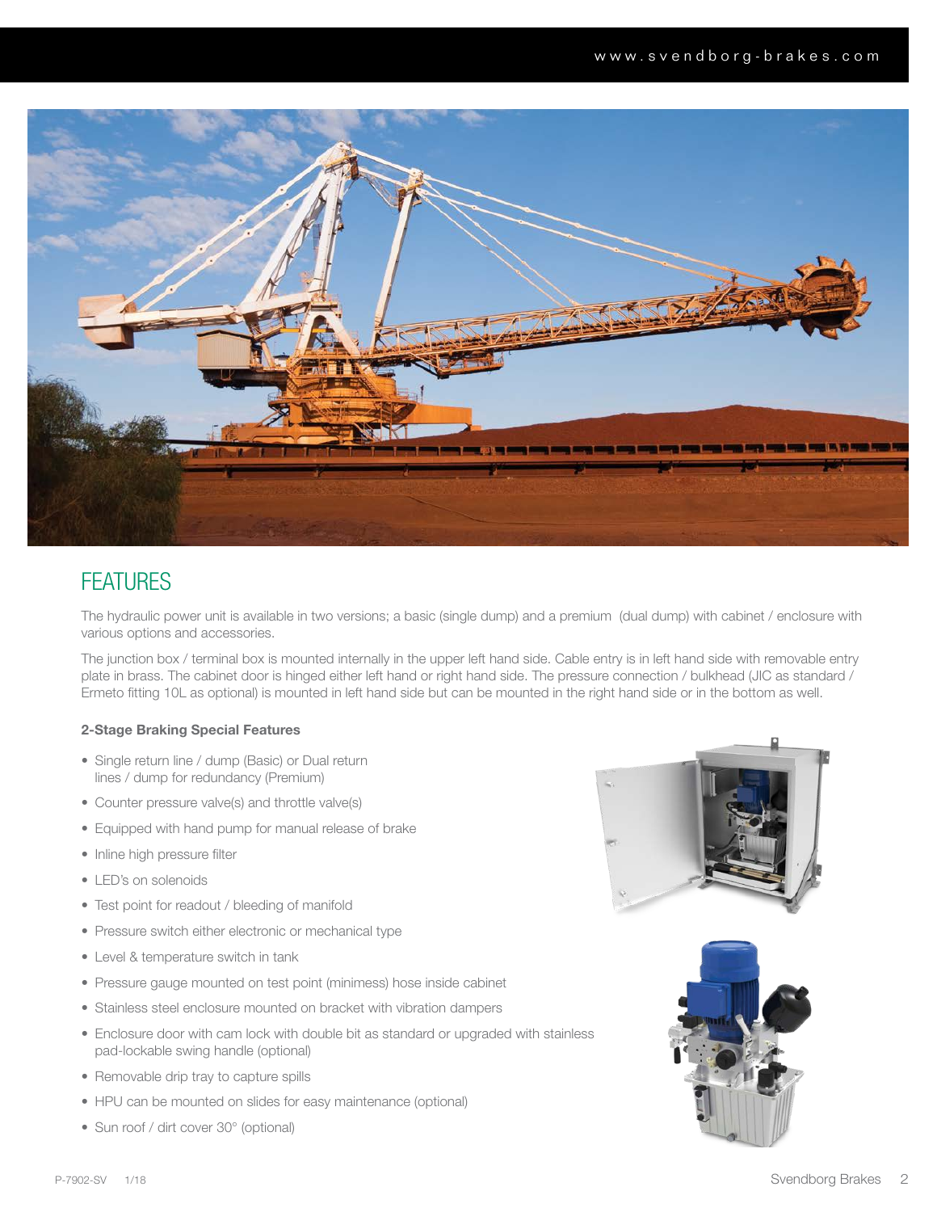# FEATURES

The hydraulic power unit is available in two versions; a basic (single dump) and a premium (dual dump) with cabinet / enclosure with various options and accessories.

The junction box / terminal box is mounted internally in the upper left hand side. Cable entry is in left hand side with removable entry plate in brass. The cabinet door is hinged either left hand or right hand side. The pressure connection / bulkhead (JIC as standard / Ermeto fitting 10L as optional) is mounted in left hand side but can be mounted in the right hand side or in the bottom as well.

**2-Stage Braking Special Features**

- Single return line / dump (Basic) or Dual return lines / dump for redundancy (Premium)
- Counter pressure valve(s) and throttle valve(s)
- Equipped with hand pump for manual release of brake
- Inline high pressure filter
- LED's on solenoids
- Test point for readout / bleeding of manifold
- Pressure switch either electronic or mechanical type
- Level & temperature switch in tank
- Pressure gauge mounted on test point (minimess) hose inside cabinet
- Stainless steel enclosure mounted on bracket with vibration dampers
- Enclosure door with cam lock with double bit as standard or upgraded with stainless pad-lockable swing handle (optional)
- Removable drip tray to capture spills
- HPU can be mounted on slides for easy maintenance (optional)
- Sun roof / dirt cover 30° (optional)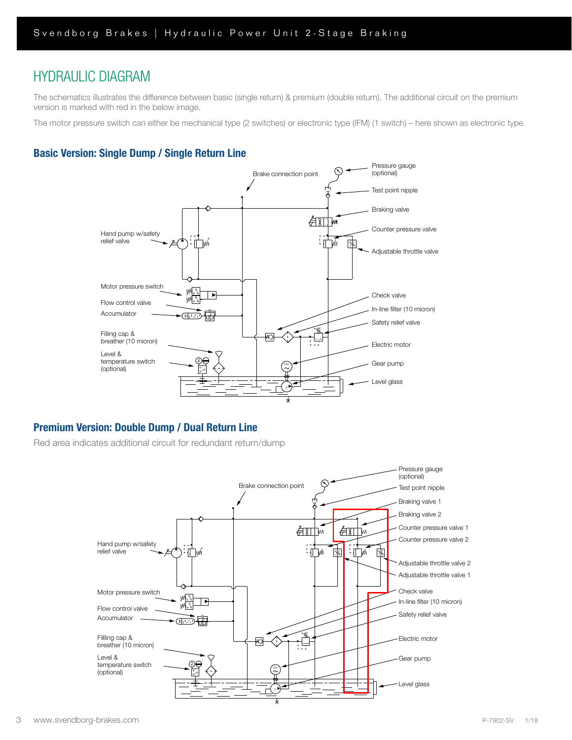# HYDRAULIC DIAGRAM

The schematics illustrates the difference between basic (single return) & premium (double return). The additional circuit on the premium version is marked with red in the below image.

The motor pressure switch can either be mechanical type (2 switches) or electronic type (IFM) (1 switch) – here shown as electronic type.

## Basic Version: Single Dump / Single Return Line

Brake connection point

Pressure gauge (optional)

Test point nipple

Braking valve

Counter pressure valve

Adjustable throttle valve

Hand pump w/safety relief valve

Motor pressure switch

Flow control valve

Accumulator

Check valve

In-line filter (10 micron)

Safety relief valve

Filling cap & breather (10 micron)

Level & temperature switch (optional)

Electric motor

Gear pump

Level glass

## Premium Version: Double Dump / Dual Return Line

Red area indicates additional circuit for redundant return/dump

Brake connection point

Pressure gauge (optional)

Test point nipple

Braking valve 1

Braking valve 2

Counter pressure valve 1

Counter pressure valve 2

Adjustable throttle valve 2

Adjustable throttle valve 1

Hand pump w/safety relief valve

Motor pressure switch

Flow control valve

Accumulator

Check valve

In-line filter (10 micron)

Safety relief valve

Fillling cap & breather (10 micron)

Level & temperature switch (optional)

Electric motor

Gear pump

Level glass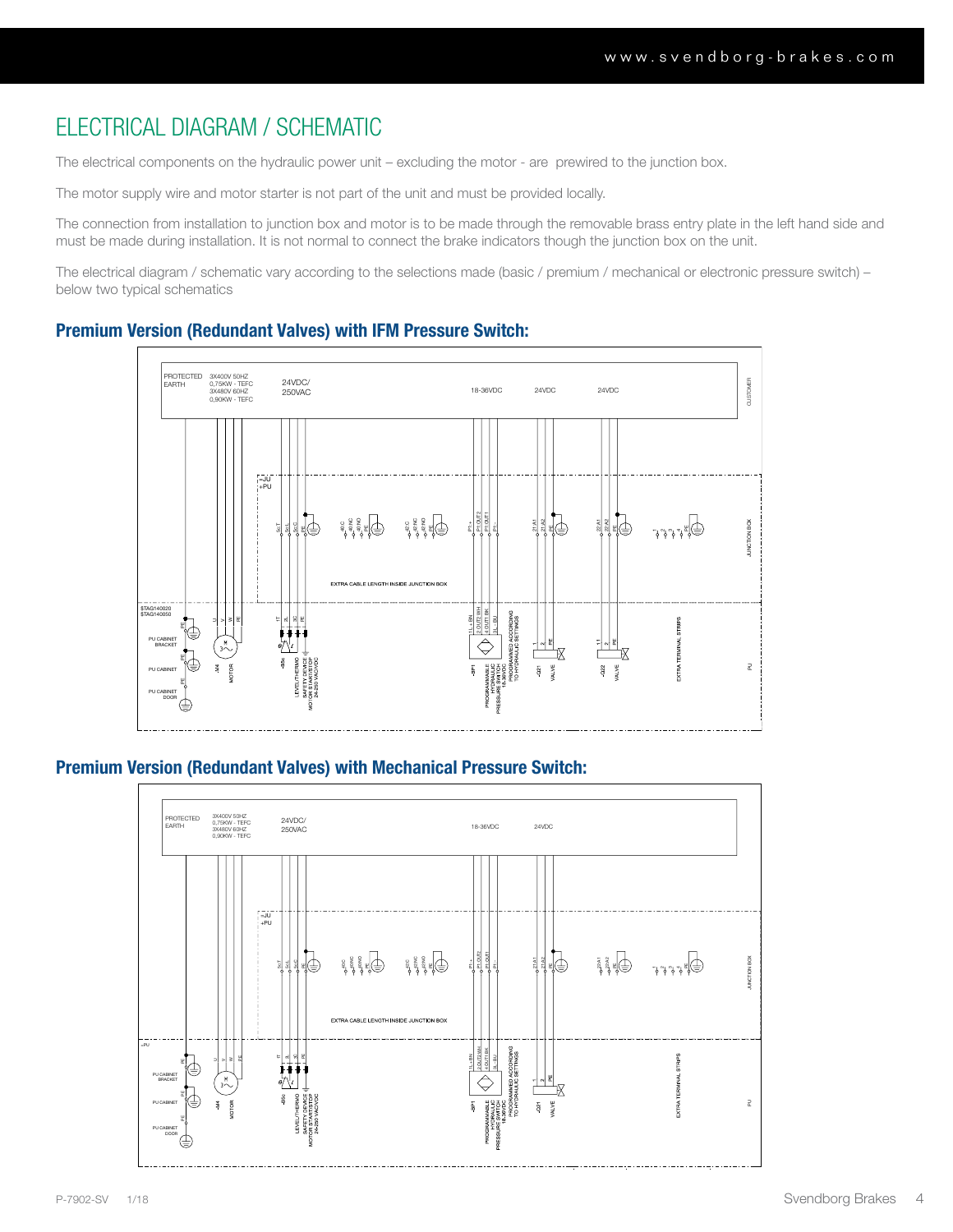# ELECTRICAL DIAGRAM / SCHEMATIC

The electrical components on the hydraulic power unit – excluding the motor - are prewired to the junction box.

The motor supply wire and motor starter is not part of the unit and must be provided locally.

The connection from installation to junction box and motor is to be made through the removable brass entry plate in the left hand side and must be made during installation. It is not normal to connect the brake indicators though the junction box on the unit.

The electrical diagram / schematic vary according to the selections made (basic / premium / mechanical or electronic pressure switch) – below two typical schematics

### Premium Version (Redundant Valves) with IFM Pressure Switch:

PROTECTED EARTH

3X400V 50HZ 0,75KW - TEFC 3X480V 60HZ 0,90KW - TEFC

24VDC/ 250VAC

18-36VDC

24VDC

24VDC

CUSTOMER

=JU +PU

EXTRA CABLE LENGTH INSIDE JUNCTION BOX

JUNCTION BOX

STAG140020 STAG140050

PU CABINET BRACKET

PU CABINET

PU CABINET DOOR

-M4 MOTOR

-B8c LEVEL/THERMO SAFETY DEVICE MOTOR START/STOP 24-250 VAC/VDC

-BP1 PROGRAMMABLE HYDRAULIC PRESSURE SWITCH 18-36VDC PROGRAMMED ACCORDING TO HYDRAULIC SETTINGS

-Q21 VALVE

-Q22 VALVE

EXTRA TERMINAL STRIPS

PU

### Premium Version (Redundant Valves) with Mechanical Pressure Switch:

PROTECTED EARTH

3X400V 50HZ 0,75KW - TEFC 3X480V 60HZ 0,90KW - TEFC

24VDC/ 250VAC

18-36VDC

24VDC

=JU +PU

EXTRA CABLE LENGTH INSIDE JUNCTION BOX

JUNCTION BOX

+PU

PU CABINET BRACKET

PU CABINET

PU CABINET DOOR

-M4 MOTOR

-B8c LEVEL/THERMO SAFETY DEVICE MOTOR START/STOP 24-250 VAC/VDC

-BP1 PROGRAMMABLE HYDRAULIC PRESSURE SWITCH 18-36VDC PROGRAMMED ACCORDING TO HYDRAULIC SETTINGS

-Q21 VALVE

EXTRA TERMINAL STRIPS

PU

P-7902-SV 1/18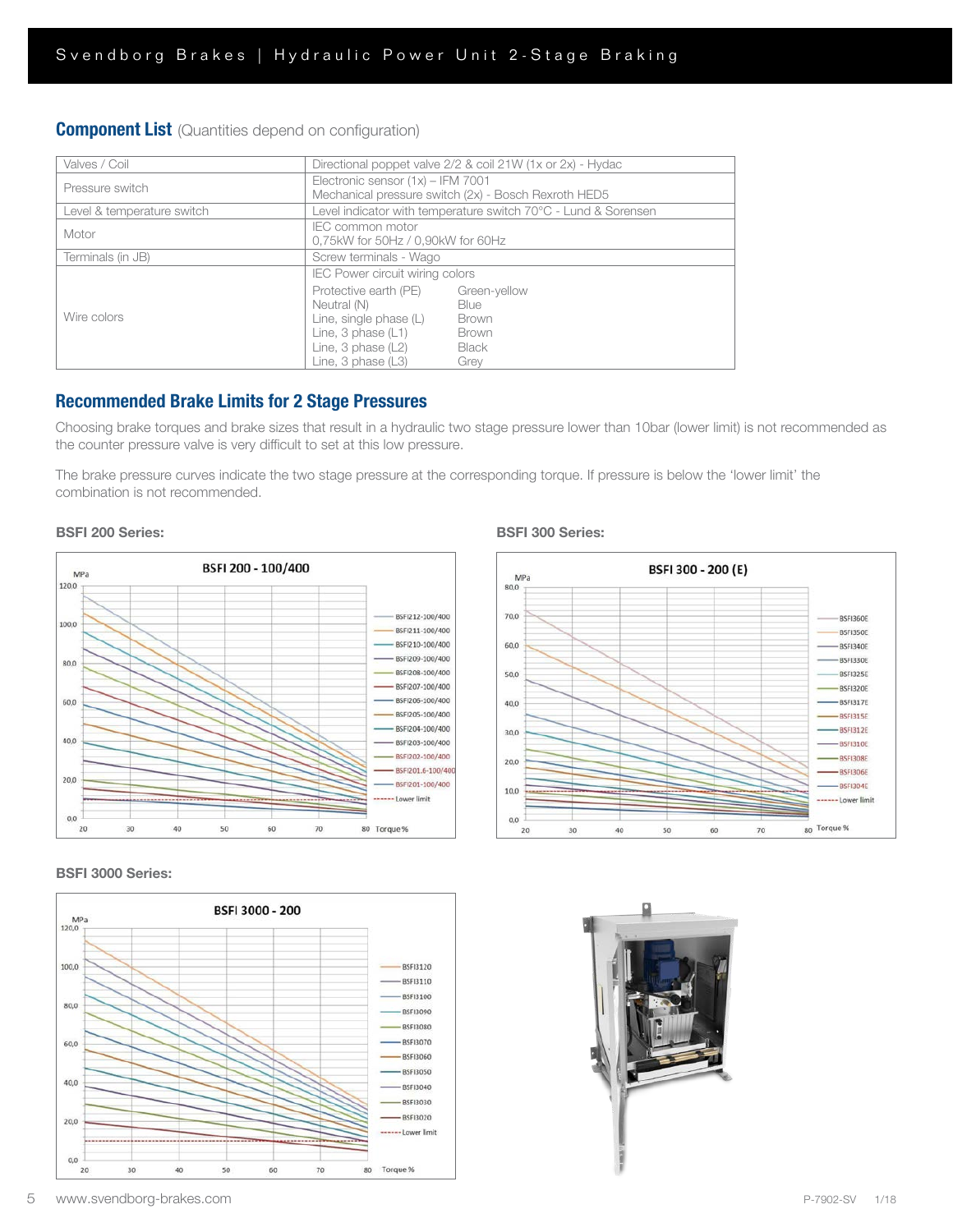## Component List (Quantities depend on configuration)

| | |
|---|---|
| Valves / Coil | Directional poppet valve 2/2 & coil 21W (1x or 2x) - Hydac |
| Pressure switch | Electronic sensor (1x) – IFM 7001<br>Mechanical pressure switch (2x) - Bosch Rexroth HED5 |
| Level & temperature switch | Level indicator with temperature switch 70°C - Lund & Sorensen |
| Motor | IEC common motor<br>0,75kW for 50Hz / 0,90kW for 60Hz |
| Terminals (in JB) | Screw terminals - Wago |
| Wire colors | IEC Power circuit wiring colors<br>Protective earth (PE) Green-yellow<br>Neutral (N) Blue<br>Line, single phase (L) Brown<br>Line, 3 phase (L1) Brown<br>Line, 3 phase (L2) Black<br>Line, 3 phase (L3) Grey |

## Recommended Brake Limits for 2 Stage Pressures

Choosing brake torques and brake sizes that result in a hydraulic two stage pressure lower than 10bar (lower limit) is not recommended as the counter pressure valve is very difficult to set at this low pressure.

The brake pressure curves indicate the two stage pressure at the corresponding torque. If pressure is below the 'lower limit' the combination is not recommended.

**BSFI 200 Series:**

**BSFI 300 Series:**

**BSFI 3000 Series:**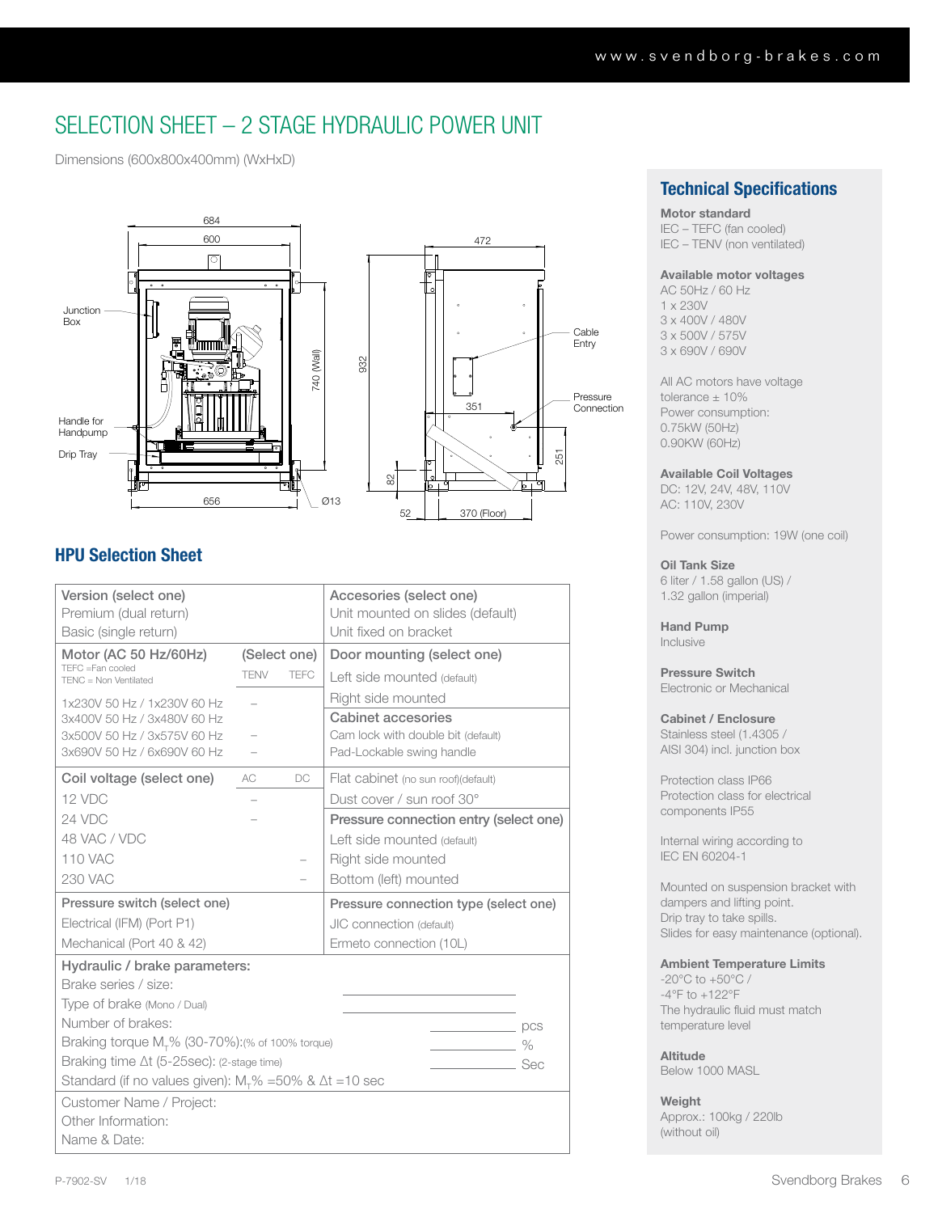# SELECTION SHEET – 2 STAGE HYDRAULIC POWER UNIT

Dimensions (600x800x400mm) (WxHxD)

684
600
Junction Box
Handle for Handpump
Drip Tray
656
Ø13
740 (Wall)
932
472
Cable Entry
Pressure Connection
351
251
82
52
370 (Floor)

## HPU Selection Sheet

| Version (select one) | | | Accesories (select one) |
|---|---|---|---|
| Premium (dual return) | | | Unit mounted on slides (default) |
| Basic (single return) | | | Unit fixed on bracket |
| **Motor (AC 50 Hz/60Hz)** TEFC =Fan cooled TENC = Non Ventilated | (Select one) TENV | TEFC | **Door mounting (select one)** |
| | | | Left side mounted (default) |
| | | | Right side mounted |
| 1x230V 50 Hz / 1x230V 60 Hz | – | | **Cabinet accesories** |
| 3x400V 50 Hz / 3x480V 60 Hz | | | Cam lock with double bit (default) |
| 3x500V 50 Hz / 3x575V 60 Hz | – | | Pad-Lockable swing handle |
| 3x690V 50 Hz / 6x690V 60 Hz | – | | |
| **Coil voltage (select one)** | AC | DC | Flat cabinet (no sun roof)(default) |
| 12 VDC | – | | Dust cover / sun roof 30° |
| 24 VDC | – | | **Pressure connection entry (select one)** |
| 48 VAC / VDC | | | Left side mounted (default) |
| 110 VAC | | – | Right side mounted |
| 230 VAC | | – | Bottom (left) mounted |
| **Pressure switch (select one)** | | | **Pressure connection type (select one)** |
| Electrical (IFM) (Port P1) | | | JIC connection (default) |
| Mechanical (Port 40 & 42) | | | Ermeto connection (10L) |

**Hydraulic / brake parameters:**

Brake series / size: ______________

Type of brake (Mono / Dual) ______________

Number of brakes: ______________ pcs

Braking torque $M_T$% (30-70%):(% of 100% torque) ______________ %

Braking time Δt (5-25sec): (2-stage time) ______________ Sec

Standard (if no values given): $M_T$% =50% & Δt =10 sec

Customer Name / Project:

Other Information:

Name & Date:

## Technical Specifications

**Motor standard**
IEC – TEFC (fan cooled)
IEC – TENV (non ventilated)

**Available motor voltages**
AC 50Hz / 60 Hz
1 x 230V
3 x 400V / 480V
3 x 500V / 575V
3 x 690V / 690V

All AC motors have voltage tolerance ± 10%
Power consumption:
0.75kW (50Hz)
0.90KW (60Hz)

**Available Coil Voltages**
DC: 12V, 24V, 48V, 110V
AC: 110V, 230V

Power consumption: 19W (one coil)

**Oil Tank Size**
6 liter / 1.58 gallon (US) / 1.32 gallon (imperial)

**Hand Pump**
Inclusive

**Pressure Switch**
Electronic or Mechanical

**Cabinet / Enclosure**
Stainless steel (1.4305 / AISI 304) incl. junction box

Protection class IP66
Protection class for electrical components IP55

Internal wiring according to IEC EN 60204-1

Mounted on suspension bracket with dampers and lifting point.
Drip tray to take spills.
Slides for easy maintenance (optional).

**Ambient Temperature Limits**
-20°C to +50°C /
-4°F to +122°F
The hydraulic fluid must match temperature level

**Altitude**
Below 1000 MASL

**Weight**
Approx.: 100kg / 220lb (without oil)

P-7902-SV 1/18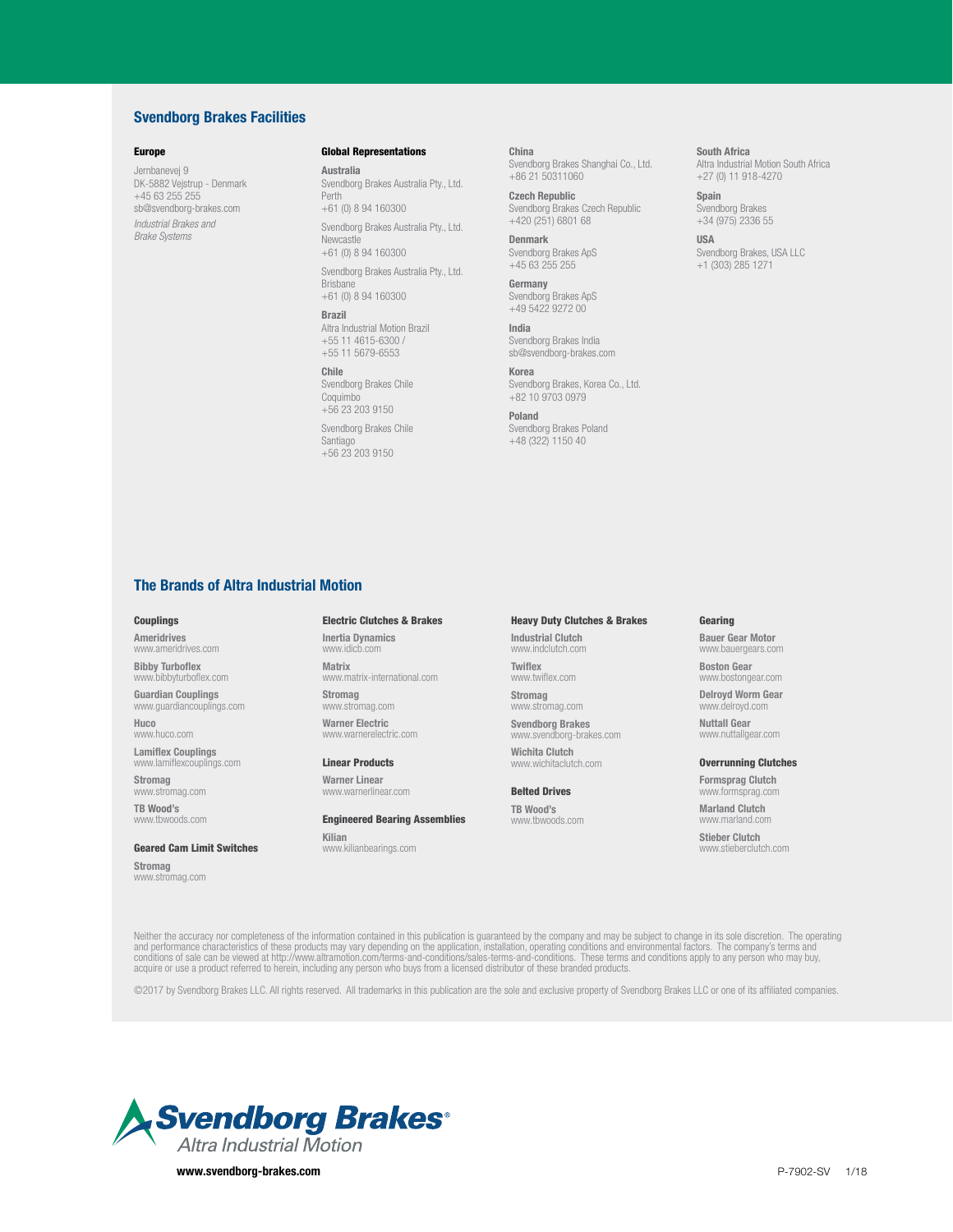## Svendborg Brakes Facilities

**Europe**

Jernbanevej 9
DK-5882 Vejstrup - Denmark
+45 63 255 255
sb@svendborg-brakes.com
*Industrial Brakes and Brake Systems*

**Global Representations**

**Australia**
Svendborg Brakes Australia Pty., Ltd.
Perth
+61 (0) 8 94 160300

Svendborg Brakes Australia Pty., Ltd.
Newcastle
+61 (0) 8 94 160300

Svendborg Brakes Australia Pty., Ltd.
Brisbane
+61 (0) 8 94 160300

**Brazil**
Altra Industrial Motion Brazil
+55 11 4615-6300 /
+55 11 5679-6553

**Chile**
Svendborg Brakes Chile
Coquimbo
+56 23 203 9150

Svendborg Brakes Chile
Santiago
+56 23 203 9150

**China**
Svendborg Brakes Shanghai Co., Ltd.
+86 21 50311060

**Czech Republic**
Svendborg Brakes Czech Republic
+420 (251) 6801 68

**Denmark**
Svendborg Brakes ApS
+45 63 255 255

**Germany**
Svendborg Brakes ApS
+49 5422 9272 00

**India**
Svendborg Brakes India
sb@svendborg-brakes.com

**Korea**
Svendborg Brakes, Korea Co., Ltd.
+82 10 9703 0979

**Poland**
Svendborg Brakes Poland
+48 (322) 1150 40

**South Africa**
Altra Industrial Motion South Africa
+27 (0) 11 918-4270

**Spain**
Svendborg Brakes
+34 (975) 2336 55

**USA**
Svendborg Brakes, USA LLC
+1 (303) 285 1271

## The Brands of Altra Industrial Motion

**Couplings**

**Ameridrives**
www.ameridrives.com

**Bibby Turboflex**
www.bibbyturboflex.com

**Guardian Couplings**
www.guardiancouplings.com

**Huco**
www.huco.com

**Lamiflex Couplings**
www.lamiflexcouplings.com

**Stromag**
www.stromag.com

**TB Wood's**
www.tbwoods.com

**Geared Cam Limit Switches**

**Stromag**
www.stromag.com

**Electric Clutches & Brakes**

**Inertia Dynamics**
www.idicb.com

**Matrix**
www.matrix-international.com

**Stromag**
www.stromag.com

**Warner Electric**
www.warnerelectric.com

**Linear Products**

**Warner Linear**
www.warnerlinear.com

**Engineered Bearing Assemblies**

**Kilian**
www.kilianbearings.com

**Heavy Duty Clutches & Brakes**

**Industrial Clutch**
www.indclutch.com

**Twiflex**
www.twiflex.com

**Stromag**
www.stromag.com

**Svendborg Brakes**
www.svendborg-brakes.com

**Wichita Clutch**
www.wichitaclutch.com

**Belted Drives**

**TB Wood's**
www.tbwoods.com

**Gearing**

**Bauer Gear Motor**
www.bauergears.com

**Boston Gear**
www.bostongear.com

**Delroyd Worm Gear**
www.delroyd.com

**Nuttall Gear**
www.nuttallgear.com

**Overrunning Clutches**

**Formsprag Clutch**
www.formsprag.com

**Marland Clutch**
www.marland.com

**Stieber Clutch**
www.stieberclutch.com

Neither the accuracy nor completeness of the information contained in this publication is guaranteed by the company and may be subject to change in its sole discretion. The operating and performance characteristics of these products may vary depending on the application, installation, operating conditions and environmental factors. The company's terms and conditions of sale can be viewed at http://www.altramotion.com/terms-and-conditions/sales-terms-and-conditions. These terms and conditions apply to any person who may buy, acquire or use a product referred to herein, including any person who buys from a licensed distributor of these branded products.

©2017 by Svendborg Brakes LLC. All rights reserved. All trademarks in this publication are the sole and exclusive property of Svendborg Brakes LLC or one of its affiliated companies.

Svendborg Brakes®
Altra Industrial Motion

**www.svendborg-brakes.com**

P-7902-SV 1/18